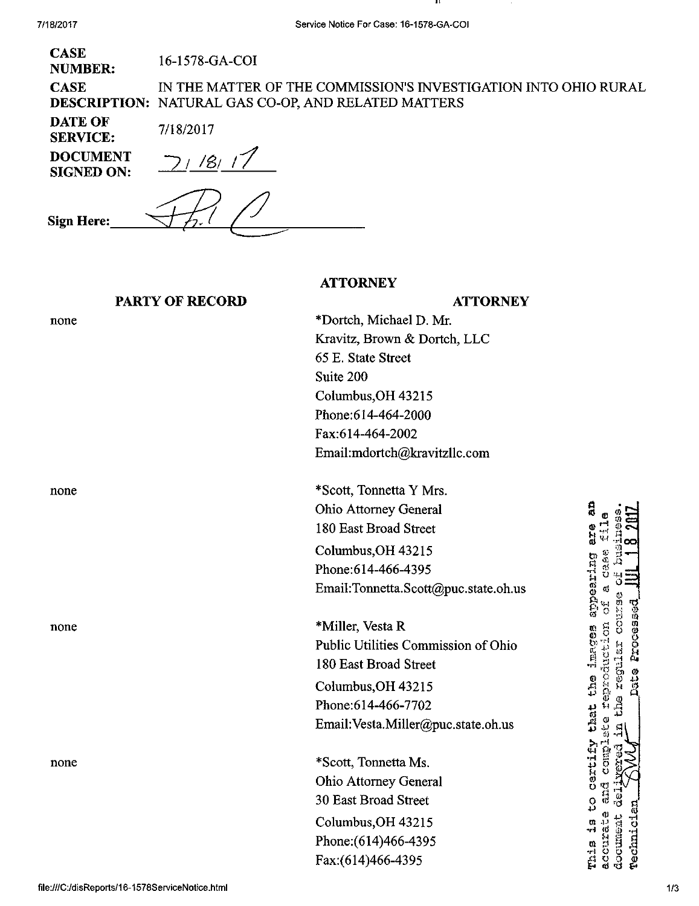| | |
|---|---|
| **CASE NUMBER:** | 16-1578-GA-COI |
| **CASE DESCRIPTION:** | IN THE MATTER OF THE COMMISSION'S INVESTIGATION INTO OHIO RURAL NATURAL GAS CO-OP, AND RELATED MATTERS |
| **DATE OF SERVICE:** | 7/18/2017 |
| **DOCUMENT SIGNED ON:** | 7/18/17 |

**Sign Here:** ___________________

**ATTORNEY**

| PARTY OF RECORD | ATTORNEY |
|---|---|
| none | *Dortch, Michael D. Mr.<br>Kravitz, Brown & Dortch, LLC<br>65 E. State Street<br>Suite 200<br>Columbus,OH 43215<br>Phone:614-464-2000<br>Fax:614-464-2002<br>Email:mdortch@kravitzllc.com |
| none | *Scott, Tonnetta Y Mrs.<br>Ohio Attorney General<br>180 East Broad Street<br>Columbus,OH 43215<br>Phone:614-466-4395<br>Email:Tonnetta.Scott@puc.state.oh.us |
| none | *Miller, Vesta R<br>Public Utilities Commission of Ohio<br>180 East Broad Street<br>Columbus,OH 43215<br>Phone:614-466-7702<br>Email:Vesta.Miller@puc.state.oh.us |
| none | *Scott, Tonnetta Ms.<br>Ohio Attorney General<br>30 East Broad Street<br>Columbus,OH 43215<br>Phone:(614)466-4395<br>Fax:(614)466-4395 |

This is to certify that the images appearing are an accurate and complete reproduction of a case file document delivered in the regular course of business. Technician ____ Date Processed JUL 18 2017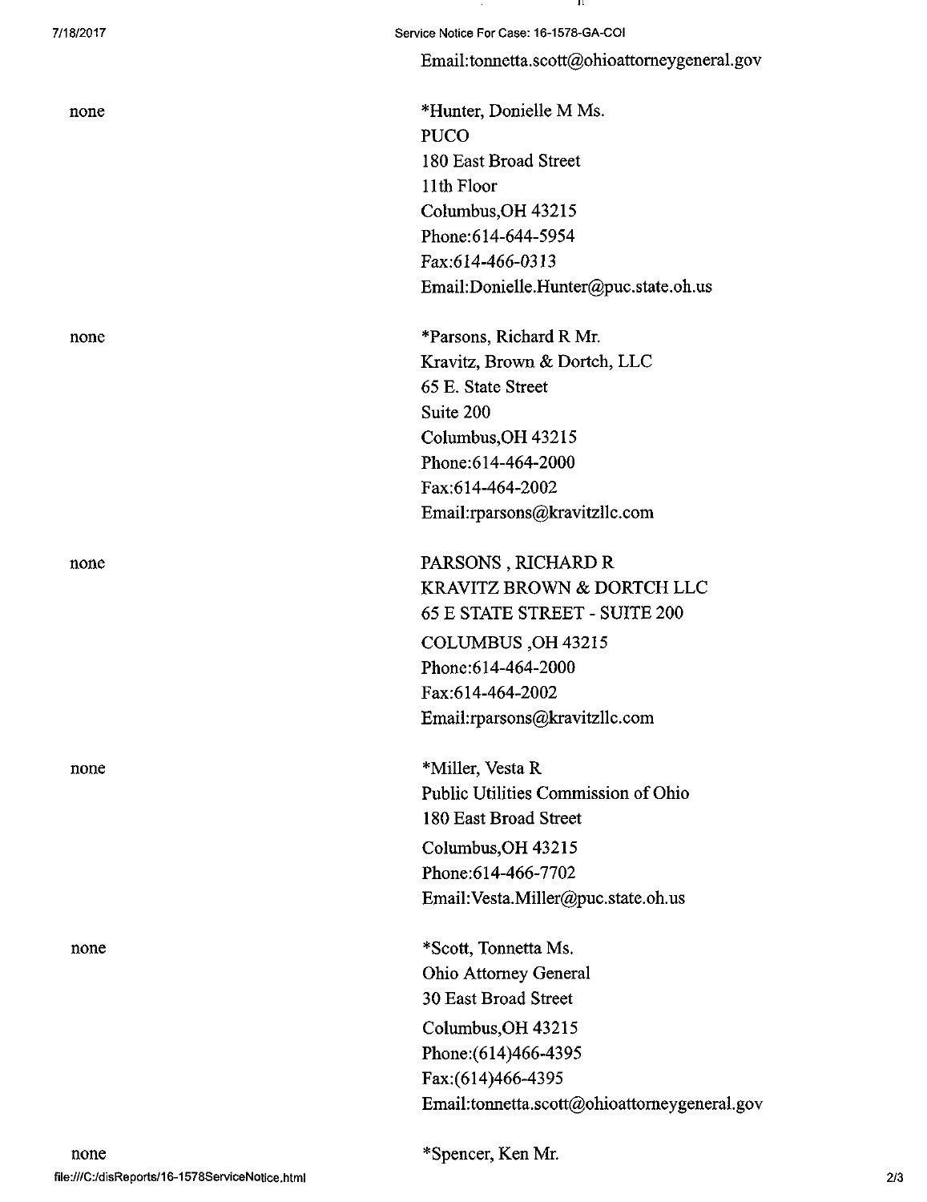Email:tonnetta.scott@ohioattorneygeneral.gov

none

*Hunter, Donielle M Ms.
PUCO
180 East Broad Street
11th Floor
Columbus,OH 43215
Phone:614-644-5954
Fax:614-466-0313
Email:Donielle.Hunter@puc.state.oh.us

none

*Parsons, Richard R Mr.
Kravitz, Brown & Dortch, LLC
65 E. State Street
Suite 200
Columbus,OH 43215
Phone:614-464-2000
Fax:614-464-2002
Email:rparsons@kravitzllc.com

none

PARSONS , RICHARD R
KRAVITZ BROWN & DORTCH LLC
65 E STATE STREET - SUITE 200
COLUMBUS ,OH 43215
Phone:614-464-2000
Fax:614-464-2002
Email:rparsons@kravitzllc.com

none

*Miller, Vesta R
Public Utilities Commission of Ohio
180 East Broad Street
Columbus,OH 43215
Phone:614-466-7702
Email:Vesta.Miller@puc.state.oh.us

none

*Scott, Tonnetta Ms.
Ohio Attorney General
30 East Broad Street
Columbus,OH 43215
Phone:(614)466-4395
Fax:(614)466-4395
Email:tonnetta.scott@ohioattorneygeneral.gov

none

*Spencer, Ken Mr.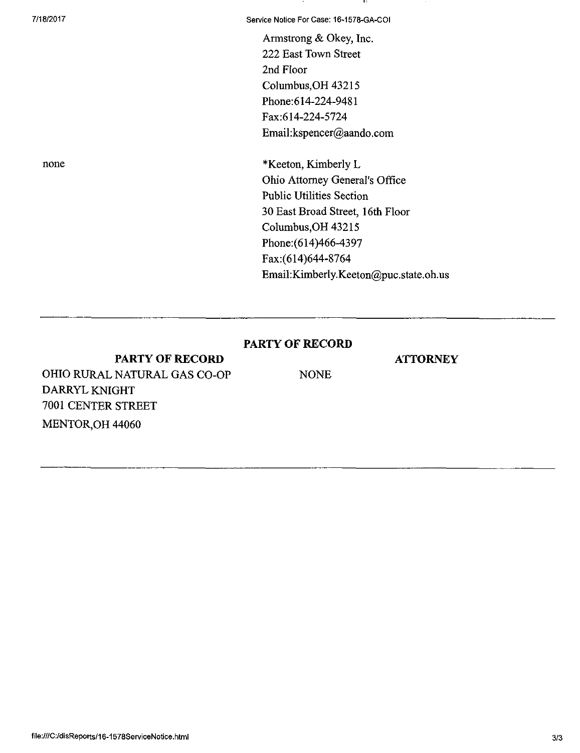Armstrong & Okey, Inc.
222 East Town Street
2nd Floor
Columbus,OH 43215
Phone:614-224-9481
Fax:614-224-5724
Email:kspencer@aando.com

none

*Keeton, Kimberly L
Ohio Attorney General's Office
Public Utilities Section
30 East Broad Street, 16th Floor
Columbus,OH 43215
Phone:(614)466-4397
Fax:(614)644-8764
Email:Kimberly.Keeton@puc.state.oh.us

---

**PARTY OF RECORD**

| PARTY OF RECORD | ATTORNEY |
|---|---|
| OHIO RURAL NATURAL GAS CO-OP<br>DARRYL KNIGHT<br>7001 CENTER STREET<br>MENTOR,OH 44060 | NONE |

---